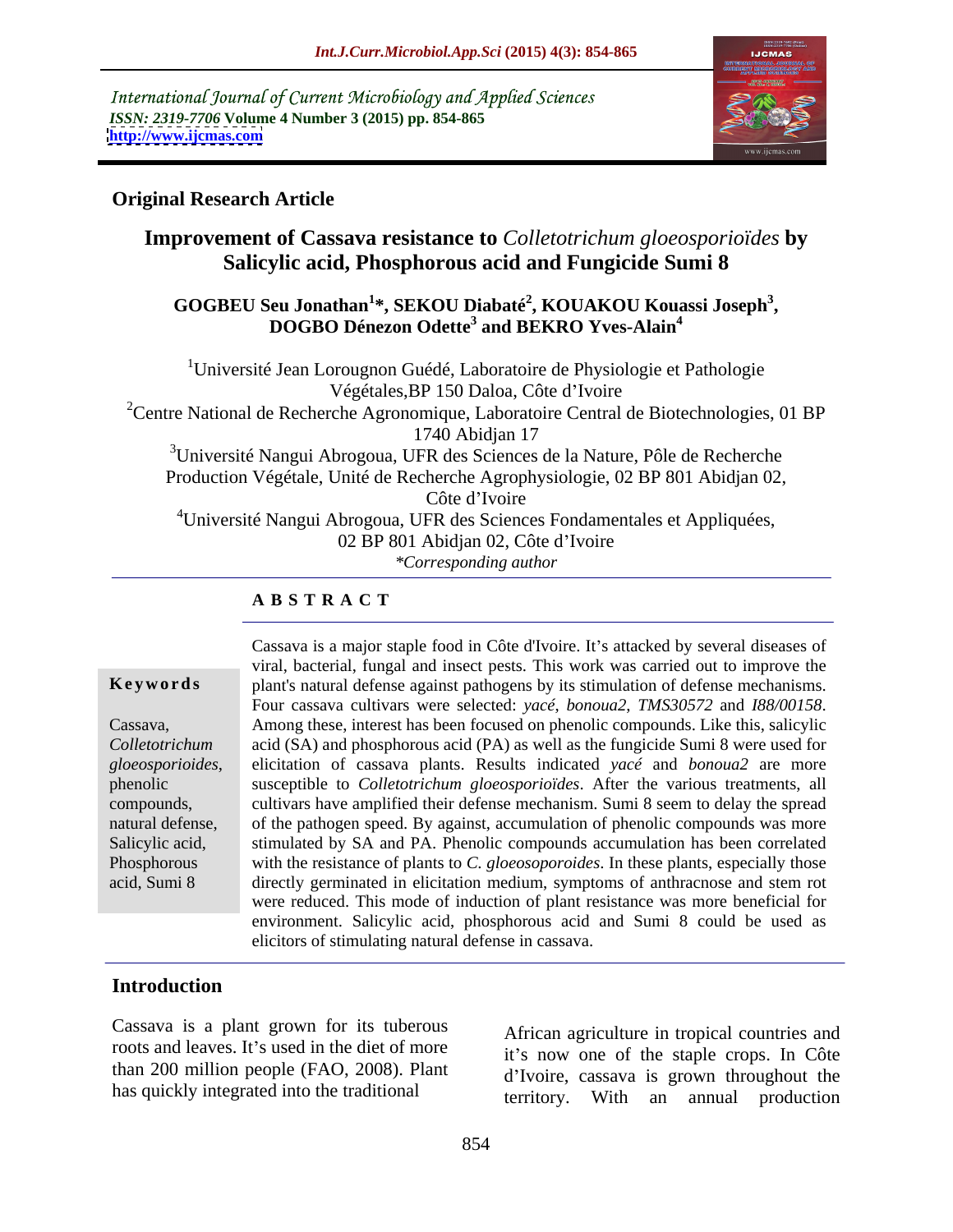International Journal of Current Microbiology and Applied Sciences
*ISSN: 2319-7706* **Volume 4 Number 3 (2015) pp. 854-865**
**http://www.ijcmas.com**

**Original Research Article**

# Improvement of Cassava resistance to *Colletotrichum gloeosporioïdes* by Salicylic acid, Phosphorous acid and Fungicide Sumi 8

**GOGBEU Seu Jonathan[1]\*, SEKOU Diabaté[2], KOUAKOU Kouassi Joseph[3], DOGBO Dénezon Odette[3] and BEKRO Yves-Alain[4]**

[1]Université Jean Lorougnon Guédé, Laboratoire de Physiologie et Pathologie Végétales,BP 150 Daloa, Côte d'Ivoire

[2]Centre National de Recherche Agronomique, Laboratoire Central de Biotechnologies, 01 BP 1740 Abidjan 17

[3]Université Nangui Abrogoua, UFR des Sciences de la Nature, Pôle de Recherche Production Végétale, Unité de Recherche Agrophysiologie, 02 BP 801 Abidjan 02, Côte d'Ivoire

[4]Université Nangui Abrogoua, UFR des Sciences Fondamentales et Appliquées, 02 BP 801 Abidjan 02, Côte d'Ivoire

*\*Corresponding author*

## ABSTRACT

**Keywords**

Cassava, *Colletotrichum gloeosporioides*, phenolic compounds, natural defense, Salicylic acid, Phosphorous acid, Sumi 8

Cassava is a major staple food in Côte d'Ivoire. It's attacked by several diseases of viral, bacterial, fungal and insect pests. This work was carried out to improve the plant's natural defense against pathogens by its stimulation of defense mechanisms. Four cassava cultivars were selected: *yacé*, *bonoua2*, *TMS30572* and *I88/00158*. Among these, interest has been focused on phenolic compounds. Like this, salicylic acid (SA) and phosphorous acid (PA) as well as the fungicide Sumi 8 were used for elicitation of cassava plants. Results indicated *yacé* and *bonoua2* are more susceptible to *Colletotrichum gloeosporioïdes*. After the various treatments, all cultivars have amplified their defense mechanism. Sumi 8 seem to delay the spread of the pathogen speed. By against, accumulation of phenolic compounds was more stimulated by SA and PA. Phenolic compounds accumulation has been correlated with the resistance of plants to *C. gloeosoporoides*. In these plants, especially those directly germinated in elicitation medium, symptoms of anthracnose and stem rot were reduced. This mode of induction of plant resistance was more beneficial for environment. Salicylic acid, phosphorous acid and Sumi 8 could be used as elicitors of stimulating natural defense in cassava.

## Introduction

Cassava is a plant grown for its tuberous roots and leaves. It's used in the diet of more than 200 million people (FAO, 2008). Plant has quickly integrated into the traditional African agriculture in tropical countries and it's now one of the staple crops. In Côte d'Ivoire, cassava is grown throughout the territory. With an annual production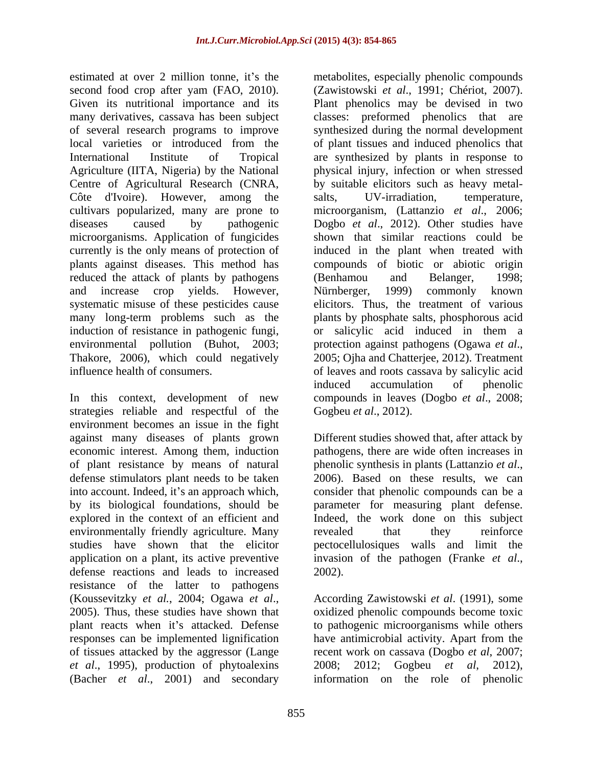estimated at over 2 million tonne, it's the second food crop after yam (FAO, 2010). Given its nutritional importance and its many derivatives, cassava has been subject of several research programs to improve local varieties or introduced from the International Institute of Tropical Agriculture (IITA, Nigeria) by the National Centre of Agricultural Research (CNRA, Côte d'Ivoire). However, among the cultivars popularized, many are prone to diseases caused by pathogenic microorganisms. Application of fungicides currently is the only means of protection of plants against diseases. This method has reduced the attack of plants by pathogens and increase crop yields. However, systematic misuse of these pesticides cause many long-term problems such as the induction of resistance in pathogenic fungi, environmental pollution (Buhot, 2003; Thakore, 2006), which could negatively influence health of consumers.

In this context, development of new strategies reliable and respectful of the environment becomes an issue in the fight against many diseases of plants grown economic interest. Among them, induction of plant resistance by means of natural defense stimulators plant needs to be taken into account. Indeed, it's an approach which, by its biological foundations, should be explored in the context of an efficient and environmentally friendly agriculture. Many studies have shown that the elicitor application on a plant, its active preventive defense reactions and leads to increased resistance of the latter to pathogens (Koussevitzky *et al.*, 2004; Ogawa *et al*., 2005). Thus, these studies have shown that plant reacts when it's attacked. Defense responses can be implemented lignification of tissues attacked by the aggressor (Lange *et al*., 1995), production of phytoalexins (Bacher *et al*., 2001) and secondary metabolites, especially phenolic compounds (Zawistowski *et al*., 1991; Chériot, 2007). Plant phenolics may be devised in two classes: preformed phenolics that are synthesized during the normal development of plant tissues and induced phenolics that are synthesized by plants in response to physical injury, infection or when stressed by suitable elicitors such as heavy metal-salts, UV-irradiation, temperature, microorganism, (Lattanzio *et al*., 2006; Dogbo *et al*., 2012). Other studies have shown that similar reactions could be induced in the plant when treated with compounds of biotic or abiotic origin (Benhamou and Belanger, 1998; Nürnberger, 1999) commonly known elicitors. Thus, the treatment of various plants by phosphate salts, phosphorous acid or salicylic acid induced in them a protection against pathogens (Ogawa *et al*., 2005; Ojha and Chatterjee, 2012). Treatment of leaves and roots cassava by salicylic acid induced accumulation of phenolic compounds in leaves (Dogbo *et al*., 2008; Gogbeu *et al*., 2012).

Different studies showed that, after attack by pathogens, there are wide often increases in phenolic synthesis in plants (Lattanzio *et al*., 2006). Based on these results, we can consider that phenolic compounds can be a parameter for measuring plant defense. Indeed, the work done on this subject revealed that they reinforce pectocellulosiques walls and limit the invasion of the pathogen (Franke *et al*., 2002).

According Zawistowski *et al*. (1991), some oxidized phenolic compounds become toxic to pathogenic microorganisms while others have antimicrobial activity. Apart from the recent work on cassava (Dogbo *et al*, 2007; 2008; 2012; Gogbeu *et al*, 2012), information on the role of phenolic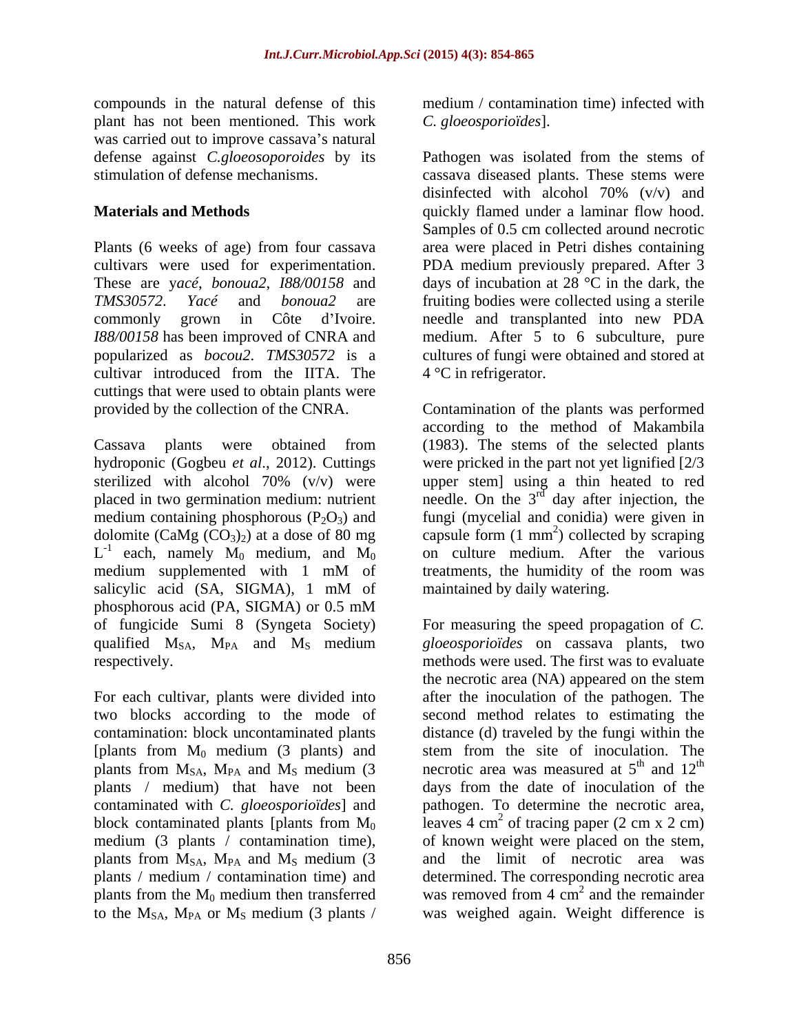compounds in the natural defense of this plant has not been mentioned. This work was carried out to improve cassava's natural defense against *C.gloeosoporoides* by its stimulation of defense mechanisms.

## Materials and Methods

Plants (6 weeks of age) from four cassava cultivars were used for experimentation. These are y*acé*, *bonoua2*, *I88/00158* and *TMS30572*. *Yacé* and *bonoua2* are commonly grown in Côte d'Ivoire. *I88/00158* has been improved of CNRA and popularized as *bocou2*. *TMS30572* is a cultivar introduced from the IITA. The cuttings that were used to obtain plants were provided by the collection of the CNRA.

Cassava plants were obtained from hydroponic (Gogbeu *et al*., 2012). Cuttings sterilized with alcohol 70% (v/v) were placed in two germination medium: nutrient medium containing phosphorous ($P_2O_3$) and dolomite ($CaMg(CO_3)_2$) at a dose of 80 mg $L^{-1}$ each, namely $M_0$ medium, and $M_0$ medium supplemented with 1 mM of salicylic acid (SA, SIGMA), 1 mM of phosphorous acid (PA, SIGMA) or 0.5 mM of fungicide Sumi 8 (Syngeta Society) qualified $M_{SA}$, $M_{PA}$ and $M_S$ medium respectively.

For each cultivar, plants were divided into two blocks according to the mode of contamination: block uncontaminated plants [plants from $M_0$ medium (3 plants) and plants from $M_{SA}$, $M_{PA}$ and $M_S$ medium (3 plants / medium) that have not been contaminated with *C. gloeosporioïdes*] and block contaminated plants [plants from $M_0$ medium (3 plants / contamination time), plants from $M_{SA}$, $M_{PA}$ and $M_S$ medium (3 plants / medium / contamination time) and plants from the $M_0$ medium then transferred to the $M_{SA}$, $M_{PA}$ or $M_S$ medium (3 plants / medium / contamination time) infected with *C. gloeosporioïdes*].

Pathogen was isolated from the stems of cassava diseased plants. These stems were disinfected with alcohol 70% (v/v) and quickly flamed under a laminar flow hood. Samples of 0.5 cm collected around necrotic area were placed in Petri dishes containing PDA medium previously prepared. After 3 days of incubation at 28 °C in the dark, the fruiting bodies were collected using a sterile needle and transplanted into new PDA medium. After 5 to 6 subculture, pure cultures of fungi were obtained and stored at 4 °C in refrigerator.

Contamination of the plants was performed according to the method of Makambila (1983). The stems of the selected plants were pricked in the part not yet lignified [2/3 upper stem] using a thin heated to red needle. On the 3rd day after injection, the fungi (mycelial and conidia) were given in capsule form (1 $mm^2$) collected by scraping on culture medium. After the various treatments, the humidity of the room was maintained by daily watering.

For measuring the speed propagation of *C. gloeosporioïdes* on cassava plants, two methods were used. The first was to evaluate the necrotic area (NA) appeared on the stem after the inoculation of the pathogen. The second method relates to estimating the distance (d) traveled by the fungi within the stem from the site of inoculation. The necrotic area was measured at 5th and 12th days from the date of inoculation of the pathogen. To determine the necrotic area, leaves 4 $cm^2$ of tracing paper (2 cm x 2 cm) of known weight were placed on the stem, and the limit of necrotic area was determined. The corresponding necrotic area was removed from 4 $cm^2$ and the remainder was weighed again. Weight difference is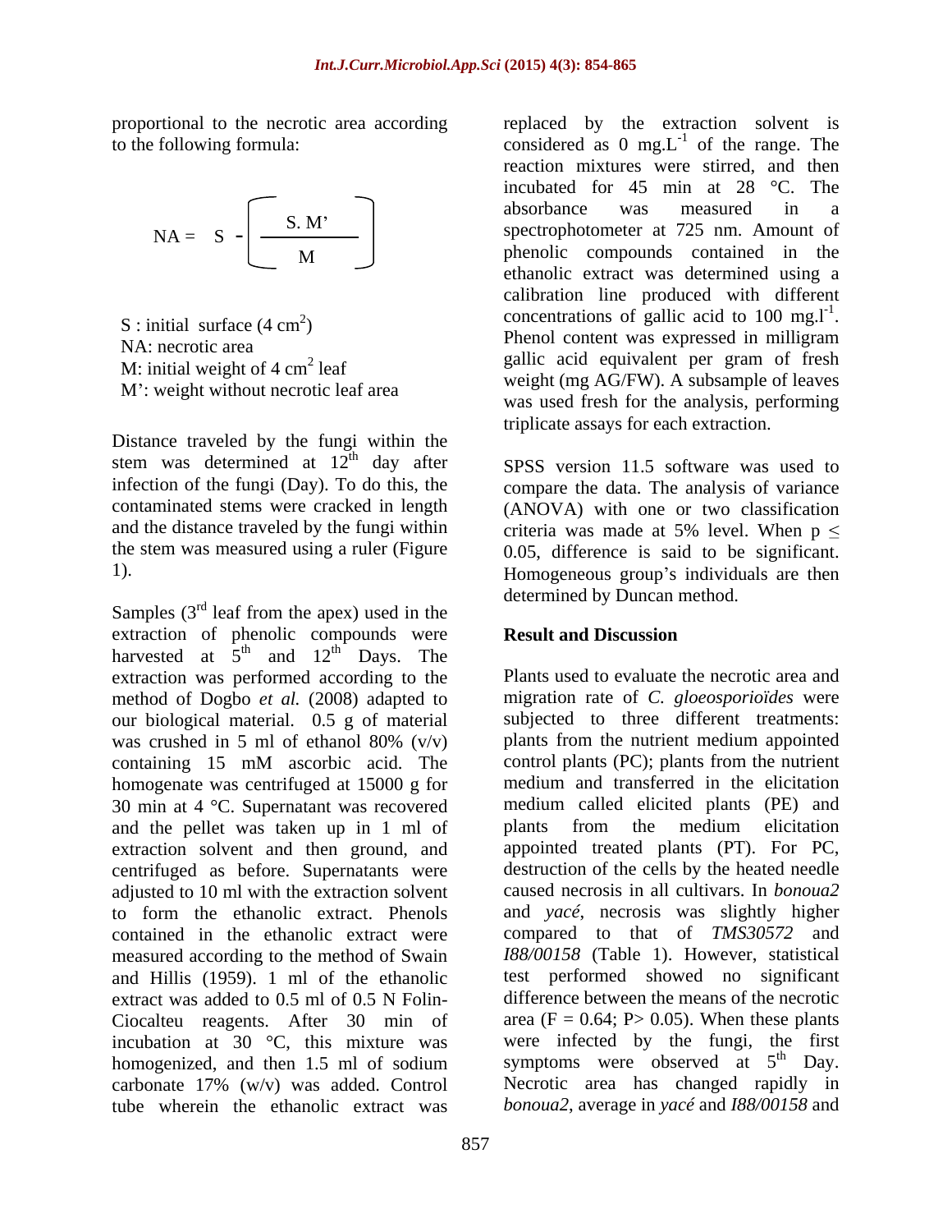proportional to the necrotic area according to the following formula:

$$NA = S - \left[ \frac{S.\,M'}{M} \right]$$

S : initial surface ($4\ cm^2$)
NA: necrotic area
M: initial weight of $4\ cm^2$ leaf
M': weight without necrotic leaf area

Distance traveled by the fungi within the stem was determined at $12^{th}$ day after infection of the fungi (Day). To do this, the contaminated stems were cracked in length and the distance traveled by the fungi within the stem was measured using a ruler (Figure 1).

Samples ($3^{rd}$ leaf from the apex) used in the extraction of phenolic compounds were harvested at $5^{th}$ and $12^{th}$ Days. The extraction was performed according to the method of Dogbo *et al.* (2008) adapted to our biological material. 0.5 g of material was crushed in 5 ml of ethanol 80% (v/v) containing 15 mM ascorbic acid. The homogenate was centrifuged at 15000 g for 30 min at 4 °C. Supernatant was recovered and the pellet was taken up in 1 ml of extraction solvent and then ground, and centrifuged as before. Supernatants were adjusted to 10 ml with the extraction solvent to form the ethanolic extract. Phenols contained in the ethanolic extract were measured according to the method of Swain and Hillis (1959). 1 ml of the ethanolic extract was added to 0.5 ml of 0.5 N Folin-Ciocalteu reagents. After 30 min of incubation at 30 °C, this mixture was homogenized, and then 1.5 ml of sodium carbonate 17% (w/v) was added. Control tube wherein the ethanolic extract was replaced by the extraction solvent is considered as $0\ mg.L^{-1}$ of the range. The reaction mixtures were stirred, and then incubated for 45 min at 28 °C. The absorbance was measured in a spectrophotometer at 725 nm. Amount of phenolic compounds contained in the ethanolic extract was determined using a calibration line produced with different concentrations of gallic acid to $100\ mg.l^{-1}$. Phenol content was expressed in milligram gallic acid equivalent per gram of fresh weight (mg AG/FW). A subsample of leaves was used fresh for the analysis, performing triplicate assays for each extraction.

SPSS version 11.5 software was used to compare the data. The analysis of variance (ANOVA) with one or two classification criteria was made at 5% level. When $p \leq 0.05$, difference is said to be significant. Homogeneous group's individuals are then determined by Duncan method.

## Result and Discussion

Plants used to evaluate the necrotic area and migration rate of *C. gloeosporioïdes* were subjected to three different treatments: plants from the nutrient medium appointed control plants (PC); plants from the nutrient medium and transferred in the elicitation medium called elicited plants (PE) and plants from the medium elicitation appointed treated plants (PT). For PC, destruction of the cells by the heated needle caused necrosis in all cultivars. In *bonoua2* and *yacé*, necrosis was slightly higher compared to that of *TMS30572* and *I88/00158* (Table 1). However, statistical test performed showed no significant difference between the means of the necrotic area ($F = 0.64$; $P > 0.05$). When these plants were infected by the fungi, the first symptoms were observed at $5^{th}$ Day. Necrotic area has changed rapidly in *bonoua2*, average in *yacé* and *I88/00158* and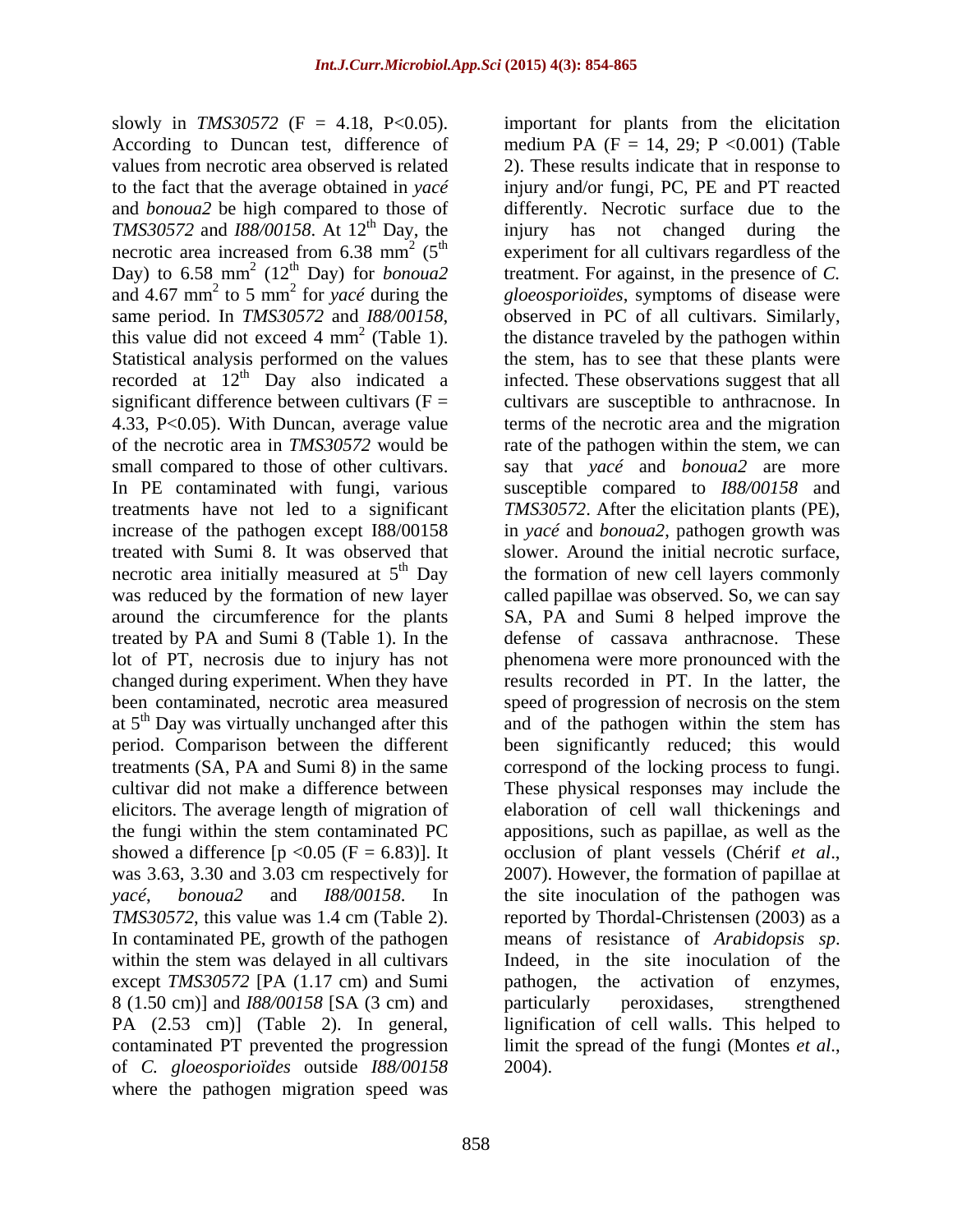slowly in *TMS30572* ($F = 4.18$, $P<0.05$). According to Duncan test, difference of values from necrotic area observed is related to the fact that the average obtained in *yacé* and *bonoua2* be high compared to those of *TMS30572* and *I88/00158*. At 12$^{th}$ Day, the necrotic area increased from 6.38 mm$^2$ (5$^{th}$ Day) to 6.58 mm$^2$ (12$^{th}$ Day) for *bonoua2* and 4.67 mm$^2$ to 5 mm$^2$ for *yacé* during the same period. In *TMS30572* and *I88/00158*, this value did not exceed 4 mm$^2$ (Table 1). Statistical analysis performed on the values recorded at 12$^{th}$ Day also indicated a significant difference between cultivars ($F = 4.33$, $P<0.05$). With Duncan, average value of the necrotic area in *TMS30572* would be small compared to those of other cultivars. In PE contaminated with fungi, various treatments have not led to a significant increase of the pathogen except I88/00158 treated with Sumi 8. It was observed that necrotic area initially measured at 5$^{th}$ Day was reduced by the formation of new layer around the circumference for the plants treated by PA and Sumi 8 (Table 1). In the lot of PT, necrosis due to injury has not changed during experiment. When they have been contaminated, necrotic area measured at 5$^{th}$ Day was virtually unchanged after this period. Comparison between the different treatments (SA, PA and Sumi 8) in the same cultivar did not make a difference between elicitors. The average length of migration of the fungi within the stem contaminated PC showed a difference [$p <0.05$ ($F = 6.83$)]. It was 3.63, 3.30 and 3.03 cm respectively for *yacé*, *bonoua2* and *I88/00158*. In *TMS30572*, this value was 1.4 cm (Table 2). In contaminated PE, growth of the pathogen within the stem was delayed in all cultivars except *TMS30572* [PA (1.17 cm) and Sumi 8 (1.50 cm)] and *I88/00158* [SA (3 cm) and PA (2.53 cm)] (Table 2). In general, contaminated PT prevented the progression of *C. gloeosporioïdes* outside *I88/00158* where the pathogen migration speed was important for plants from the elicitation medium PA ($F = 14, 29$; $P <0.001$) (Table 2). These results indicate that in response to injury and/or fungi, PC, PE and PT reacted differently. Necrotic surface due to the injury has not changed during the experiment for all cultivars regardless of the treatment. For against, in the presence of *C. gloeosporioïdes*, symptoms of disease were observed in PC of all cultivars. Similarly, the distance traveled by the pathogen within the stem, has to see that these plants were infected. These observations suggest that all cultivars are susceptible to anthracnose. In terms of the necrotic area and the migration rate of the pathogen within the stem, we can say that *yacé* and *bonoua2* are more susceptible compared to *I88/00158* and *TMS30572*. After the elicitation plants (PE), in *yacé* and *bonoua2*, pathogen growth was slower. Around the initial necrotic surface, the formation of new cell layers commonly called papillae was observed. So, we can say SA, PA and Sumi 8 helped improve the defense of cassava anthracnose. These phenomena were more pronounced with the results recorded in PT. In the latter, the speed of progression of necrosis on the stem and of the pathogen within the stem has been significantly reduced; this would correspond of the locking process to fungi. These physical responses may include the elaboration of cell wall thickenings and appositions, such as papillae, as well as the occlusion of plant vessels (Chérif *et al*., 2007). However, the formation of papillae at the site inoculation of the pathogen was reported by Thordal-Christensen (2003) as a means of resistance of *Arabidopsis sp*. Indeed, in the site inoculation of the pathogen, the activation of enzymes, particularly peroxidases, strengthened lignification of cell walls. This helped to limit the spread of the fungi (Montes *et al*., 2004).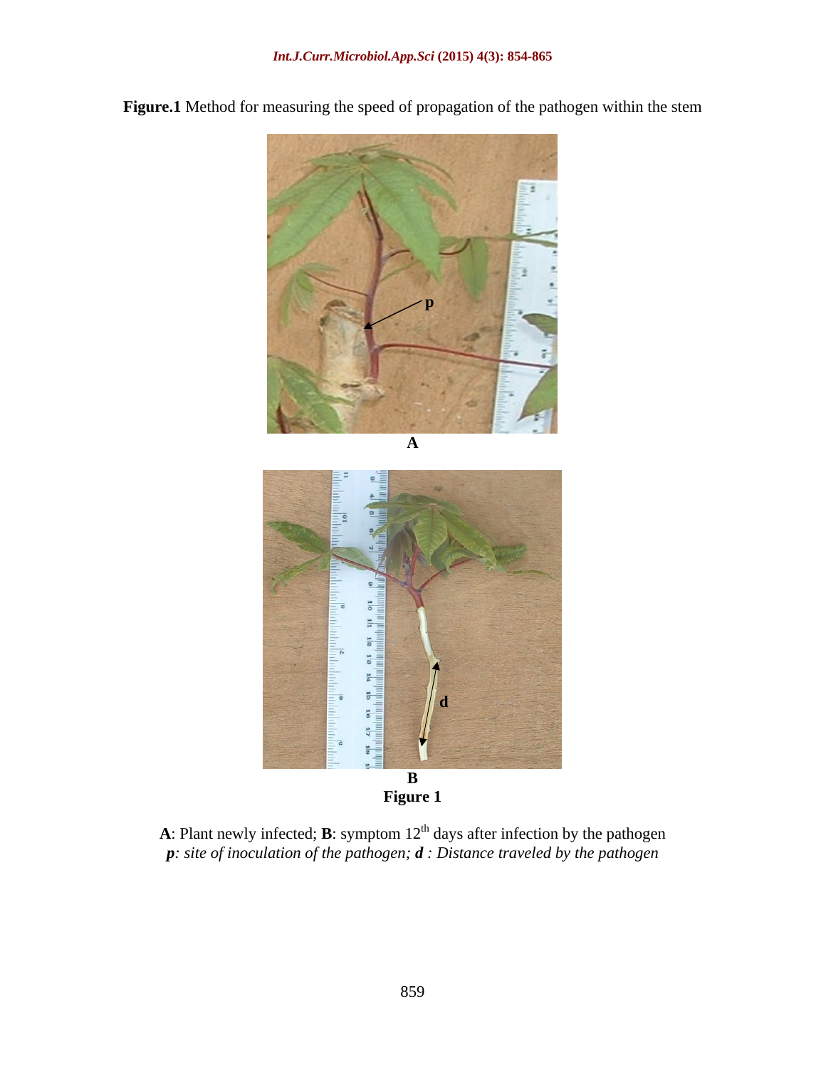**Figure.1** Method for measuring the speed of propagation of the pathogen within the stem

A

B

**Figure 1**

**A**: Plant newly infected; **B**: symptom 12th days after infection by the pathogen
***p****: site of inoculation of the pathogen;* ***d*** *: Distance traveled by the pathogen*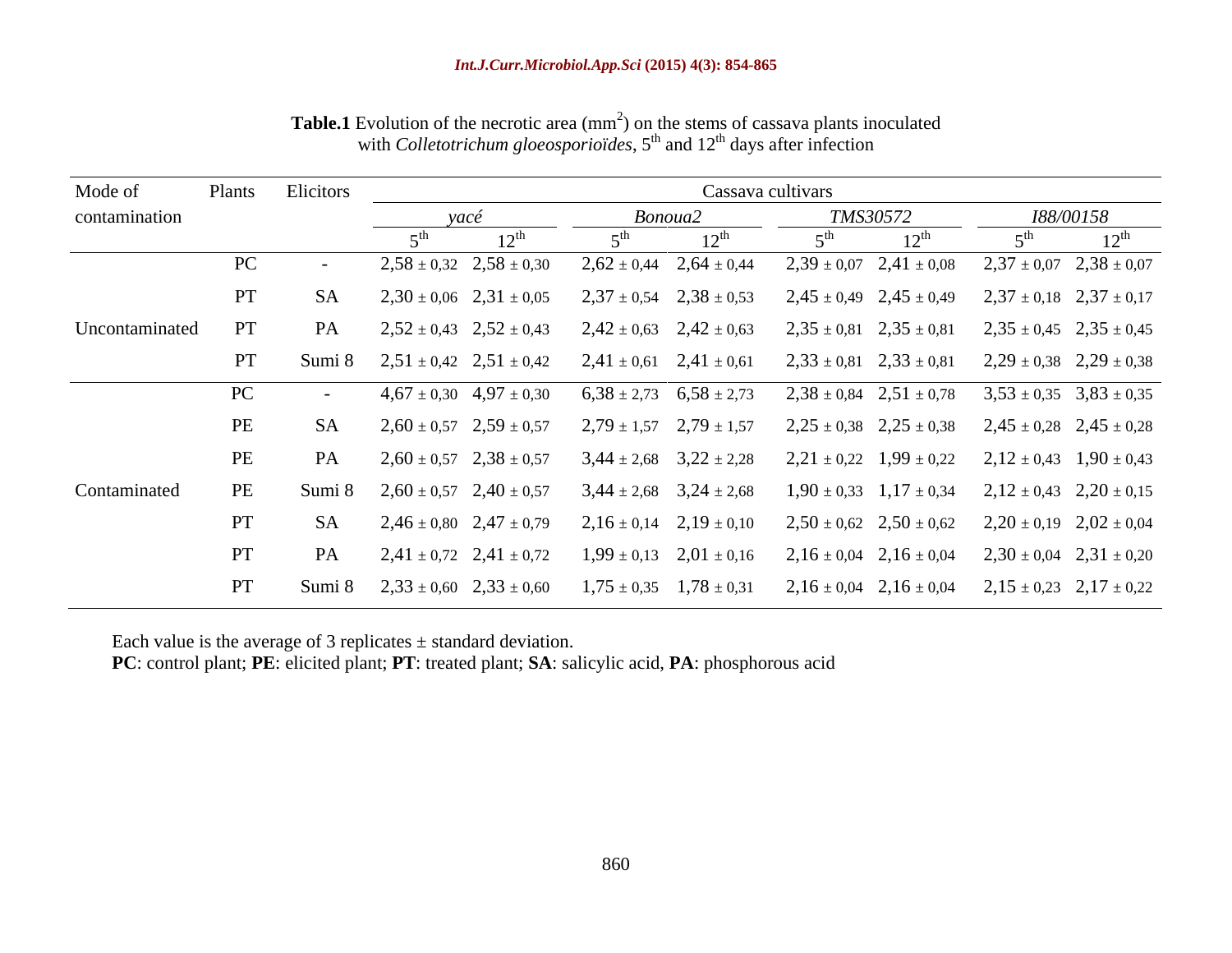**Table.1** Evolution of the necrotic area ($mm^2$) on the stems of cassava plants inoculated with *Colletotrichum gloeosporioïdes*, $5^{th}$ and $12^{th}$ days after infection

| Mode of contamination | Plants | Elicitors | Cassava cultivars | | | | | | | |
|---|---|---|---|---|---|---|---|---|---|---|
| | | | *yacé* | | *Bonoua2* | | *TMS30572* | | *I88/00158* | |
| | | | $5^{th}$ | $12^{th}$ | $5^{th}$ | $12^{th}$ | $5^{th}$ | $12^{th}$ | $5^{th}$ | $12^{th}$ |
| Uncontaminated | PC | - | 2,58 ± 0,32 | 2,58 ± 0,30 | 2,62 ± 0,44 | 2,64 ± 0,44 | 2,39 ± 0,07 | 2,41 ± 0,08 | 2,37 ± 0,07 | 2,38 ± 0,07 |
| | PT | SA | 2,30 ± 0,06 | 2,31 ± 0,05 | 2,37 ± 0,54 | 2,38 ± 0,53 | 2,45 ± 0,49 | 2,45 ± 0,49 | 2,37 ± 0,18 | 2,37 ± 0,17 |
| | PT | PA | 2,52 ± 0,43 | 2,52 ± 0,43 | 2,42 ± 0,63 | 2,42 ± 0,63 | 2,35 ± 0,81 | 2,35 ± 0,81 | 2,35 ± 0,45 | 2,35 ± 0,45 |
| | PT | Sumi 8 | 2,51 ± 0,42 | 2,51 ± 0,42 | 2,41 ± 0,61 | 2,41 ± 0,61 | 2,33 ± 0,81 | 2,33 ± 0,81 | 2,29 ± 0,38 | 2,29 ± 0,38 |
| Contaminated | PC | - | 4,67 ± 0,30 | 4,97 ± 0,30 | 6,38 ± 2,73 | 6,58 ± 2,73 | 2,38 ± 0,84 | 2,51 ± 0,78 | 3,53 ± 0,35 | 3,83 ± 0,35 |
| | PE | SA | 2,60 ± 0,57 | 2,59 ± 0,57 | 2,79 ± 1,57 | 2,79 ± 1,57 | 2,25 ± 0,38 | 2,25 ± 0,38 | 2,45 ± 0,28 | 2,45 ± 0,28 |
| | PE | PA | 2,60 ± 0,57 | 2,38 ± 0,57 | 3,44 ± 2,68 | 3,22 ± 2,28 | 2,21 ± 0,22 | 1,99 ± 0,22 | 2,12 ± 0,43 | 1,90 ± 0,43 |
| | PE | Sumi 8 | 2,60 ± 0,57 | 2,40 ± 0,57 | 3,44 ± 2,68 | 3,24 ± 2,68 | 1,90 ± 0,33 | 1,17 ± 0,34 | 2,12 ± 0,43 | 2,20 ± 0,15 |
| | PT | SA | 2,46 ± 0,80 | 2,47 ± 0,79 | 2,16 ± 0,14 | 2,19 ± 0,10 | 2,50 ± 0,62 | 2,50 ± 0,62 | 2,20 ± 0,19 | 2,02 ± 0,04 |
| | PT | PA | 2,41 ± 0,72 | 2,41 ± 0,72 | 1,99 ± 0,13 | 2,01 ± 0,16 | 2,16 ± 0,04 | 2,16 ± 0,04 | 2,30 ± 0,04 | 2,31 ± 0,20 |
| | PT | Sumi 8 | 2,33 ± 0,60 | 2,33 ± 0,60 | 1,75 ± 0,35 | 1,78 ± 0,31 | 2,16 ± 0,04 | 2,16 ± 0,04 | 2,15 ± 0,23 | 2,17 ± 0,22 |

Each value is the average of 3 replicates ± standard deviation.

**PC**: control plant; **PE**: elicited plant; **PT**: treated plant; **SA**: salicylic acid, **PA**: phosphorous acid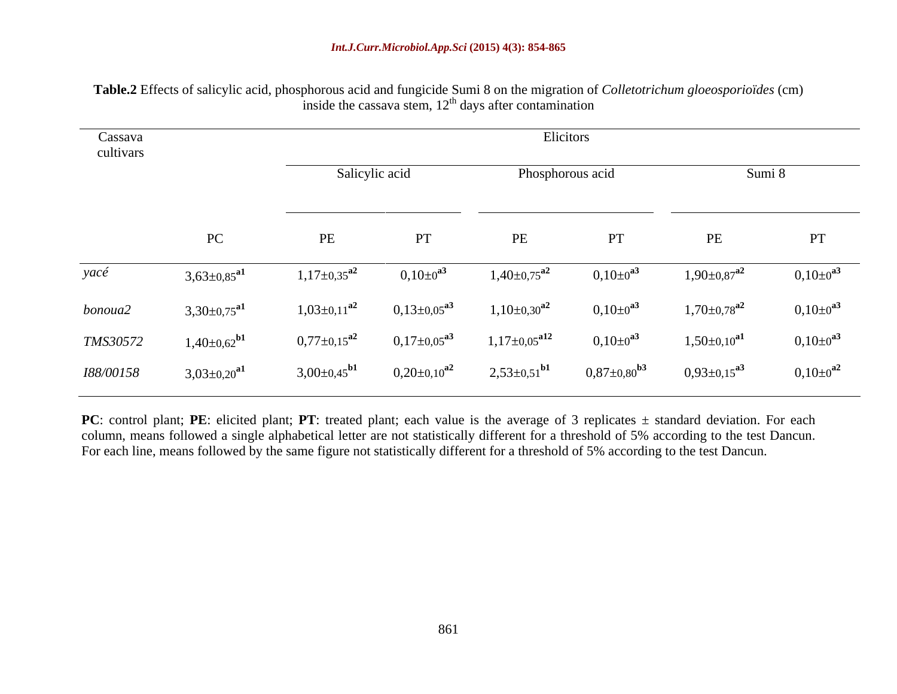**Table.2** Effects of salicylic acid, phosphorous acid and fungicide Sumi 8 on the migration of *Colletotrichum gloeosporioïdes* (cm) inside the cassava stem, $12^{th}$ days after contamination

| Cassava cultivars | | Elicitors | | | | | |
|---|---|---|---|---|---|---|---|
| | | Salicylic acid | | Phosphorous acid | | Sumi 8 | |
| | PC | PE | PT | PE | PT | PE | PT |
| *yacé* | $3{,}63 \pm 0{,}85^{a1}$ | $1{,}17 \pm 0{,}35^{a2}$ | $0{,}10 \pm 0^{a3}$ | $1{,}40 \pm 0{,}75^{a2}$ | $0{,}10 \pm 0^{a3}$ | $1{,}90 \pm 0{,}87^{a2}$ | $0{,}10 \pm 0^{a3}$ |
| *bonoua2* | $3{,}30 \pm 0{,}75^{a1}$ | $1{,}03 \pm 0{,}11^{a2}$ | $0{,}13 \pm 0{,}05^{a3}$ | $1{,}10 \pm 0{,}30^{a2}$ | $0{,}10 \pm 0^{a3}$ | $1{,}70 \pm 0{,}78^{a2}$ | $0{,}10 \pm 0^{a3}$ |
| *TMS30572* | $1{,}40 \pm 0{,}62^{b1}$ | $0{,}77 \pm 0{,}15^{a2}$ | $0{,}17 \pm 0{,}05^{a3}$ | $1{,}17 \pm 0{,}05^{a12}$ | $0{,}10 \pm 0^{a3}$ | $1{,}50 \pm 0{,}10^{a1}$ | $0{,}10 \pm 0^{a3}$ |
| *I88/00158* | $3{,}03 \pm 0{,}20^{a1}$ | $3{,}00 \pm 0{,}45^{b1}$ | $0{,}20 \pm 0{,}10^{a2}$ | $2{,}53 \pm 0{,}51^{b1}$ | $0{,}87 \pm 0{,}80^{b3}$ | $0{,}93 \pm 0{,}15^{a3}$ | $0{,}10 \pm 0^{a2}$ |

**PC**: control plant; **PE**: elicited plant; **PT**: treated plant; each value is the average of 3 replicates ± standard deviation. For each column, means followed a single alphabetical letter are not statistically different for a threshold of 5% according to the test Dancun. For each line, means followed by the same figure not statistically different for a threshold of 5% according to the test Dancun.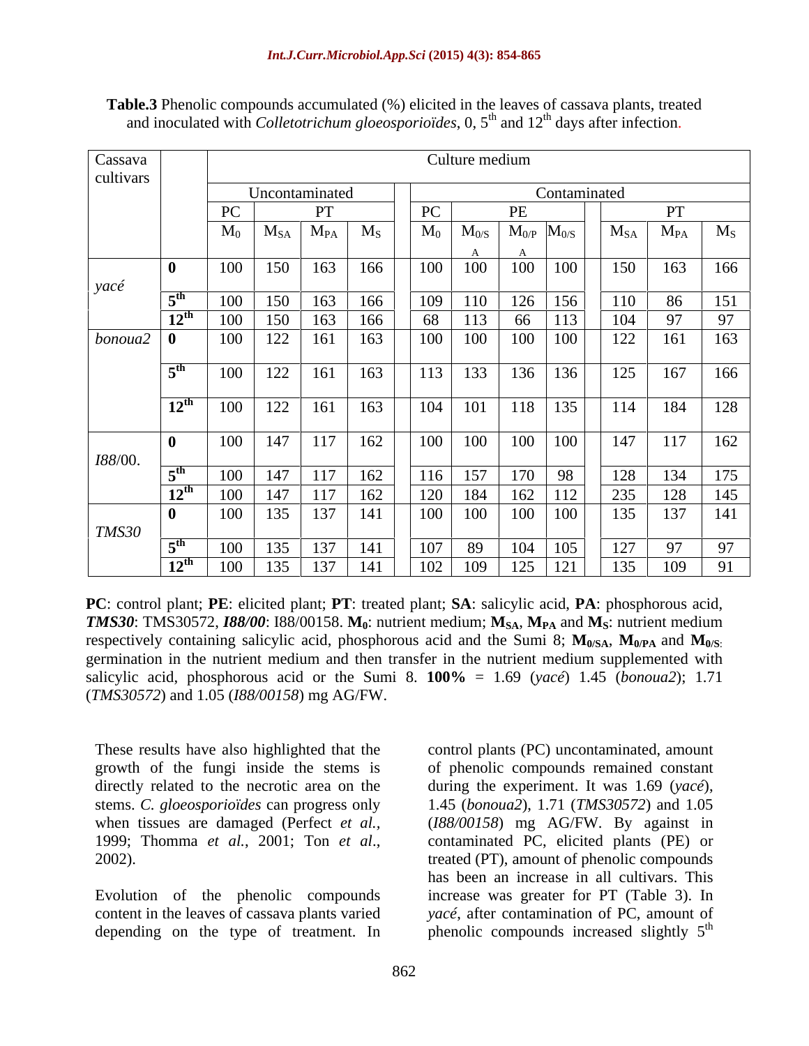**Table.3** Phenolic compounds accumulated (%) elicited in the leaves of cassava plants, treated and inoculated with *Colletotrichum gloeosporioïdes*, 0, 5th and 12th days after infection.

| Cassava cultivars | | Culture medium | | | | | | | | | | |
|---|---|---|---|---|---|---|---|---|---|---|---|---|
| | | Uncontaminated | | | | Contaminated | | | | | | |
| | | PC | PT | | | PC | PE | | | PT | | |
| | | $M_0$ | $M_{SA}$ | $M_{PA}$ | $M_S$ | $M_0$ | $M_{0/SA}$ | $M_{0/PA}$ | $M_{0/S}$ | $M_{SA}$ | $M_{PA}$ | $M_S$ |
| *yacé* | 0 | 100 | 150 | 163 | 166 | 100 | 100 | 100 | 100 | 150 | 163 | 166 |
| | 5th | 100 | 150 | 163 | 166 | 109 | 110 | 126 | 156 | 110 | 86 | 151 |
| | 12th | 100 | 150 | 163 | 166 | 68 | 113 | 66 | 113 | 104 | 97 | 97 |
| *bonoua2* | 0 | 100 | 122 | 161 | 163 | 100 | 100 | 100 | 100 | 122 | 161 | 163 |
| | 5th | 100 | 122 | 161 | 163 | 113 | 133 | 136 | 136 | 125 | 167 | 166 |
| | 12th | 100 | 122 | 161 | 163 | 104 | 101 | 118 | 135 | 114 | 184 | 128 |
| *I88*/00. | 0 | 100 | 147 | 117 | 162 | 100 | 100 | 100 | 100 | 147 | 117 | 162 |
| | 5th | 100 | 147 | 117 | 162 | 116 | 157 | 170 | 98 | 128 | 134 | 175 |
| | 12th | 100 | 147 | 117 | 162 | 120 | 184 | 162 | 112 | 235 | 128 | 145 |
| *TMS30* | 0 | 100 | 135 | 137 | 141 | 100 | 100 | 100 | 100 | 135 | 137 | 141 |
| | 5th | 100 | 135 | 137 | 141 | 107 | 89 | 104 | 105 | 127 | 97 | 97 |
| | 12th | 100 | 135 | 137 | 141 | 102 | 109 | 125 | 121 | 135 | 109 | 91 |

**PC**: control plant; **PE**: elicited plant; **PT**: treated plant; **SA**: salicylic acid, **PA**: phosphorous acid, ***TMS30***: TMS30572, ***I88/00***: I88/00158. $\mathbf{M_0}$: nutrient medium; $\mathbf{M_{SA}}$, $\mathbf{M_{PA}}$ and $\mathbf{M_S}$: nutrient medium respectively containing salicylic acid, phosphorous acid and the Sumi 8; $\mathbf{M_{0/SA}}$, $\mathbf{M_{0/PA}}$ and $\mathbf{M_{0/S}}$: germination in the nutrient medium and then transfer in the nutrient medium supplemented with salicylic acid, phosphorous acid or the Sumi 8. **100%** = 1.69 (*yacé*) 1.45 (*bonoua2*); 1.71 (*TMS30572*) and 1.05 (*I88/00158*) mg AG/FW.

These results have also highlighted that the growth of the fungi inside the stems is directly related to the necrotic area on the stems. *C. gloeosporioïdes* can progress only when tissues are damaged (Perfect *et al.*, 1999; Thomma *et al.*, 2001; Ton *et al.*, 2002).

Evolution of the phenolic compounds content in the leaves of cassava plants varied depending on the type of treatment. In control plants (PC) uncontaminated, amount of phenolic compounds remained constant during the experiment. It was 1.69 (*yacé*), 1.45 (*bonoua2*), 1.71 (*TMS30572*) and 1.05 (*I88/00158*) mg AG/FW. By against in contaminated PC, elicited plants (PE) or treated (PT), amount of phenolic compounds has been an increase in all cultivars. This increase was greater for PT (Table 3). In *yacé*, after contamination of PC, amount of phenolic compounds increased slightly 5th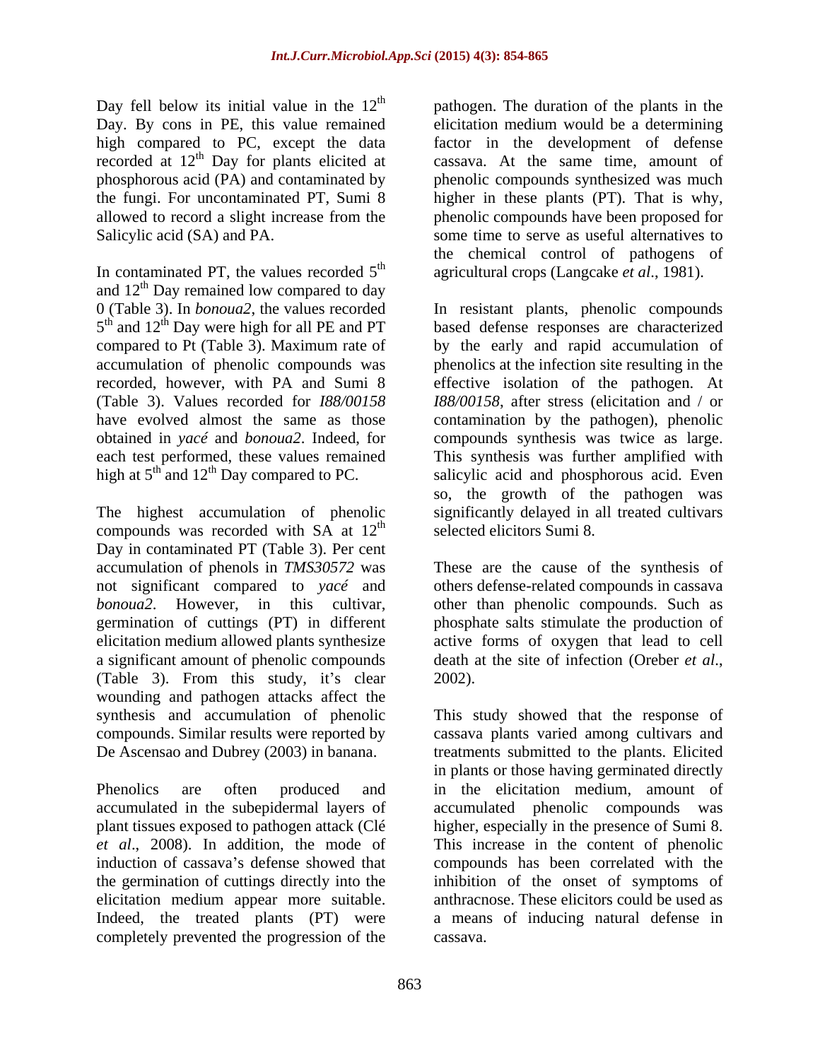Day fell below its initial value in the 12$^{th}$ Day. By cons in PE, this value remained high compared to PC, except the data recorded at 12$^{th}$ Day for plants elicited at phosphorous acid (PA) and contaminated by the fungi. For uncontaminated PT, Sumi 8 allowed to record a slight increase from the Salicylic acid (SA) and PA.

In contaminated PT, the values recorded 5$^{th}$ and 12$^{th}$ Day remained low compared to day 0 (Table 3). In *bonoua2*, the values recorded 5$^{th}$ and 12$^{th}$ Day were high for all PE and PT compared to Pt (Table 3). Maximum rate of accumulation of phenolic compounds was recorded, however, with PA and Sumi 8 (Table 3). Values recorded for *I88/00158* have evolved almost the same as those obtained in *yacé* and *bonoua2*. Indeed, for each test performed, these values remained high at 5$^{th}$ and 12$^{th}$ Day compared to PC.

The highest accumulation of phenolic compounds was recorded with SA at 12$^{th}$ Day in contaminated PT (Table 3). Per cent accumulation of phenols in *TMS30572* was not significant compared to *yacé* and *bonoua2*. However, in this cultivar, germination of cuttings (PT) in different elicitation medium allowed plants synthesize a significant amount of phenolic compounds (Table 3). From this study, it's clear wounding and pathogen attacks affect the synthesis and accumulation of phenolic compounds. Similar results were reported by De Ascensao and Dubrey (2003) in banana.

Phenolics are often produced and accumulated in the subepidermal layers of plant tissues exposed to pathogen attack (Clé *et al*., 2008). In addition, the mode of induction of cassava's defense showed that the germination of cuttings directly into the elicitation medium appear more suitable. Indeed, the treated plants (PT) were completely prevented the progression of the pathogen. The duration of the plants in the elicitation medium would be a determining factor in the development of defense cassava. At the same time, amount of phenolic compounds synthesized was much higher in these plants (PT). That is why, phenolic compounds have been proposed for some time to serve as useful alternatives to the chemical control of pathogens of agricultural crops (Langcake *et al*., 1981).

In resistant plants, phenolic compounds based defense responses are characterized by the early and rapid accumulation of phenolics at the infection site resulting in the effective isolation of the pathogen. At *I88/00158*, after stress (elicitation and / or contamination by the pathogen), phenolic compounds synthesis was twice as large. This synthesis was further amplified with salicylic acid and phosphorous acid. Even so, the growth of the pathogen was significantly delayed in all treated cultivars selected elicitors Sumi 8.

These are the cause of the synthesis of others defense-related compounds in cassava other than phenolic compounds. Such as phosphate salts stimulate the production of active forms of oxygen that lead to cell death at the site of infection (Oreber *et al*., 2002).

This study showed that the response of cassava plants varied among cultivars and treatments submitted to the plants. Elicited in plants or those having germinated directly in the elicitation medium, amount of accumulated phenolic compounds was higher, especially in the presence of Sumi 8. This increase in the content of phenolic compounds has been correlated with the inhibition of the onset of symptoms of anthracnose. These elicitors could be used as a means of inducing natural defense in cassava.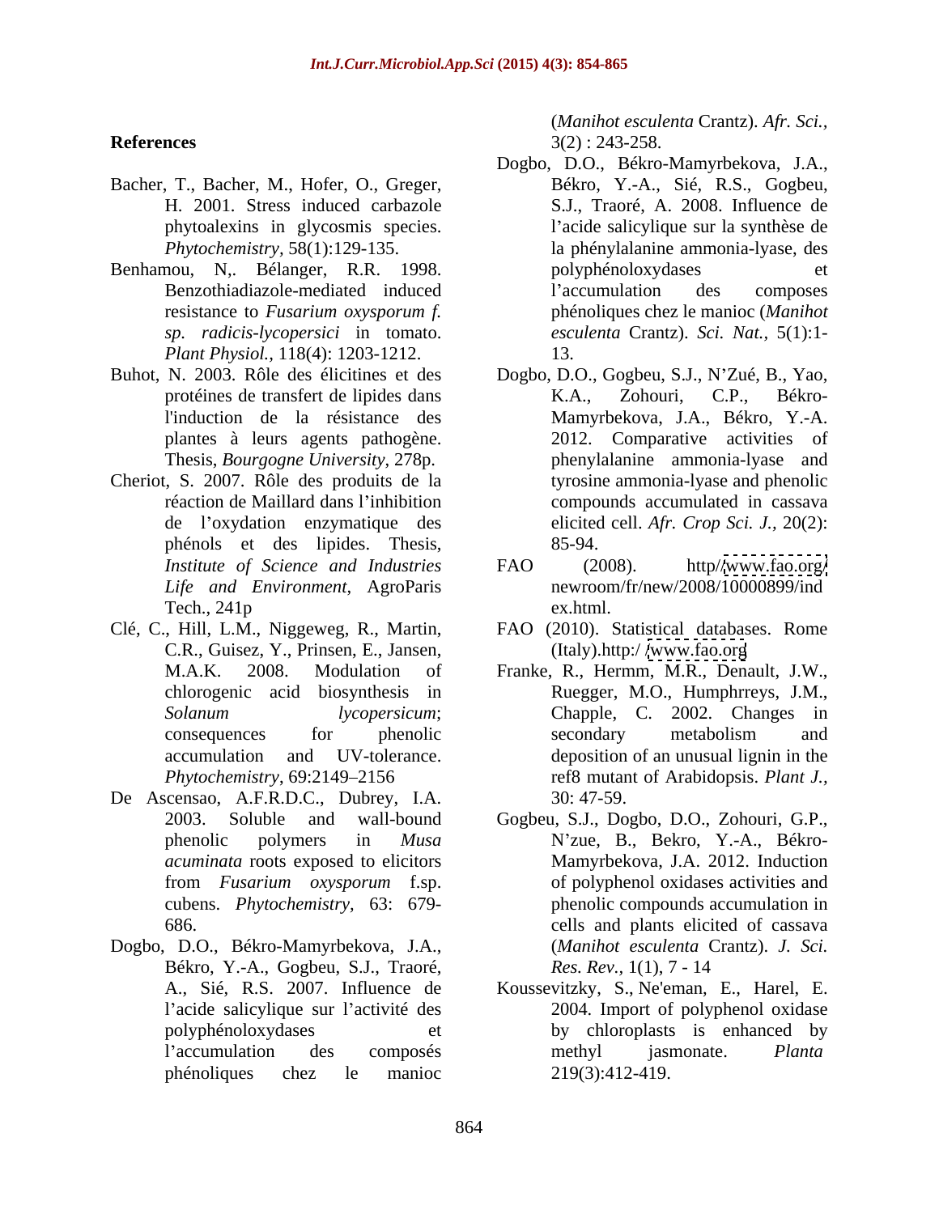## References

Bacher, T., Bacher, M., Hofer, O., Greger, H. 2001. Stress induced carbazole phytoalexins in glycosmis species. *Phytochemistry*, 58(1):129-135.

Benhamou, N,. Bélanger, R.R. 1998. Benzothiadiazole-mediated induced resistance to *Fusarium oxysporum f. sp. radicis-lycopersici* in tomato. *Plant Physiol.*, 118(4): 1203-1212.

Buhot, N. 2003. Rôle des élicitines et des protéines de transfert de lipides dans l'induction de la résistance des plantes à leurs agents pathogène. Thesis, *Bourgogne University*, 278p.

Cheriot, S. 2007. Rôle des produits de la réaction de Maillard dans l'inhibition de l'oxydation enzymatique des phénols et des lipides. Thesis, *Institute of Science and Industries Life and Environment*, AgroParis Tech., 241p

Clé, C., Hill, L.M., Niggeweg, R., Martin, C.R., Guisez, Y., Prinsen, E., Jansen, M.A.K. 2008. Modulation of chlorogenic acid biosynthesis in *Solanum lycopersicum*; consequences for phenolic accumulation and UV-tolerance. *Phytochemistry*, 69:2149–2156

De Ascensao, A.F.R.D.C., Dubrey, I.A. 2003. Soluble and wall-bound phenolic polymers in *Musa acuminata* roots exposed to elicitors from *Fusarium oxysporum* f.sp. cubens. *Phytochemistry*, 63: 679-686.

Dogbo, D.O., Békro-Mamyrbekova, J.A., Békro, Y.-A., Gogbeu, S.J., Traoré, A., Sié, R.S. 2007. Influence de l'acide salicylique sur l'activité des polyphénoloxydases et l'accumulation des composés phénoliques chez le manioc (*Manihot esculenta* Crantz). *Afr. Sci.*, 3(2) : 243-258.

Dogbo, D.O., Békro-Mamyrbekova, J.A., Békro, Y.-A., Sié, R.S., Gogbeu, S.J., Traoré, A. 2008. Influence de l'acide salicylique sur la synthèse de la phénylalanine ammonia-lyase, des polyphénoloxydases et l'accumulation des composes phénoliques chez le manioc (*Manihot esculenta* Crantz). *Sci. Nat.*, 5(1):1-13.

Dogbo, D.O., Gogbeu, S.J., N'Zué, B., Yao, K.A., Zohouri, C.P., Békro-Mamyrbekova, J.A., Békro, Y.-A. 2012. Comparative activities of phenylalanine ammonia-lyase and tyrosine ammonia-lyase and phenolic compounds accumulated in cassava elicited cell. *Afr. Crop Sci. J.*, 20(2): 85-94.

FAO (2008). http//www.fao.org/newroom/fr/new/2008/10000899/index.html.

FAO (2010). Statistical databases. Rome (Italy).http:/ /www.fao.org

Franke, R., Hermm, M.R., Denault, J.W., Ruegger, M.O., Humphrreys, J.M., Chapple, C. 2002. Changes in secondary metabolism and deposition of an unusual lignin in the ref8 mutant of Arabidopsis. *Plant J.*, 30: 47-59.

Gogbeu, S.J., Dogbo, D.O., Zohouri, G.P., N'zue, B., Bekro, Y.-A., Békro-Mamyrbekova, J.A. 2012. Induction of polyphenol oxidases activities and phenolic compounds accumulation in cells and plants elicited of cassava (*Manihot esculenta* Crantz). *J. Sci. Res. Rev.*, 1(1), 7 - 14

Koussevitzky, S., Ne'eman, E., Harel, E. 2004. Import of polyphenol oxidase by chloroplasts is enhanced by methyl jasmonate. *Planta* 219(3):412-419.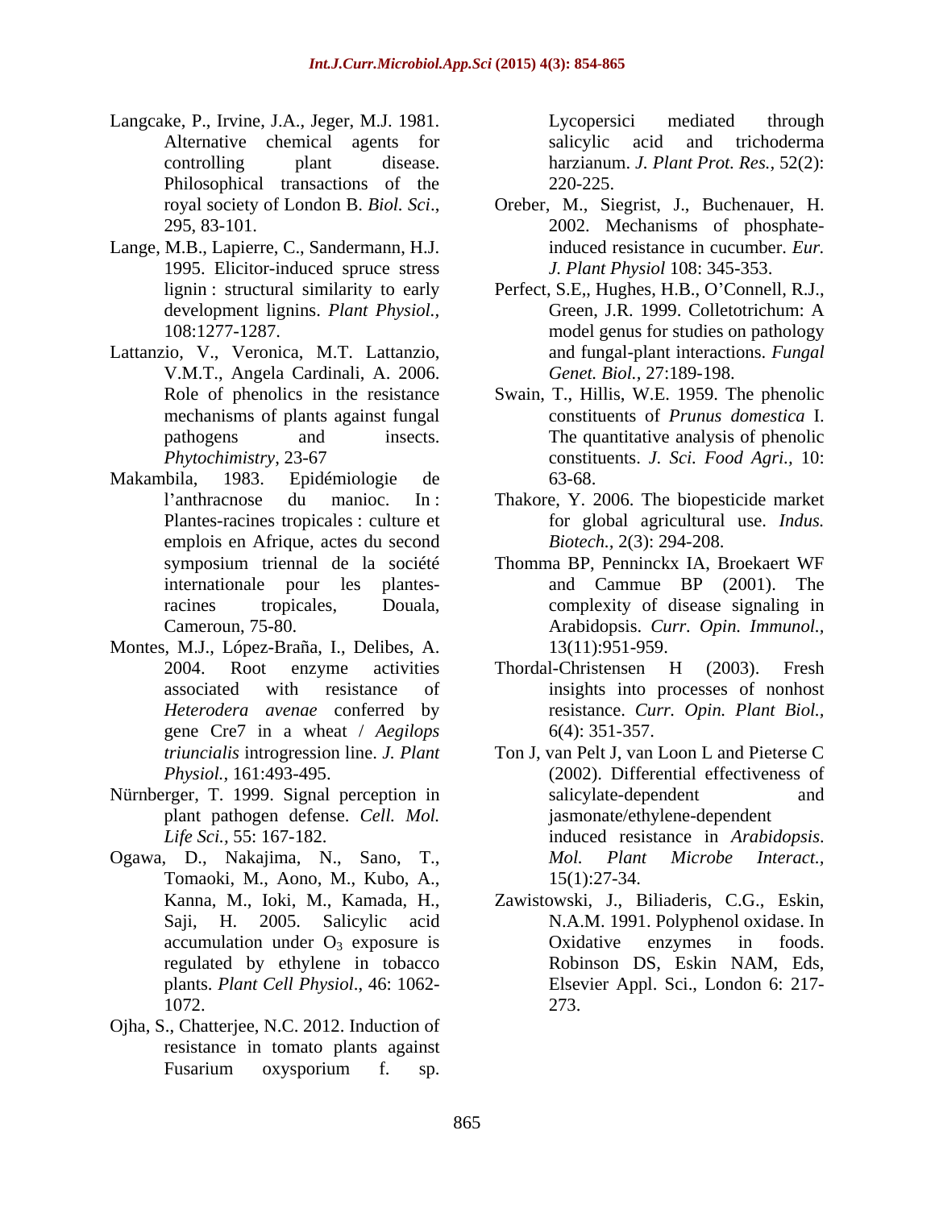Langcake, P., Irvine, J.A., Jeger, M.J. 1981. Alternative chemical agents for controlling plant disease. Philosophical transactions of the royal society of London B. *Biol. Sci*., 295, 83-101.

Lange, M.B., Lapierre, C., Sandermann, H.J. 1995. Elicitor-induced spruce stress lignin : structural similarity to early development lignins. *Plant Physiol.,* 108:1277-1287.

Lattanzio, V., Veronica, M.T. Lattanzio, V.M.T., Angela Cardinali, A. 2006. Role of phenolics in the resistance mechanisms of plants against fungal pathogens and insects. *Phytochimistry*, 23-67

Makambila, 1983. Epidémiologie de l'anthracnose du manioc. In : Plantes-racines tropicales : culture et emplois en Afrique, actes du second symposium triennal de la société internationale pour les plantes-racines tropicales, Douala, Cameroun, 75-80.

Montes, M.J., López-Braña, I., Delibes, A. 2004. Root enzyme activities associated with resistance of *Heterodera avenae* conferred by gene Cre7 in a wheat / *Aegilops triuncialis* introgression line. *J. Plant Physiol.,* 161:493-495.

Nürnberger, T. 1999. Signal perception in plant pathogen defense. *Cell. Mol. Life Sci.,* 55: 167-182.

Ogawa, D., Nakajima, N., Sano, T., Tomaoki, M., Aono, M., Kubo, A., Kanna, M., Ioki, M., Kamada, H., Saji, H. 2005. Salicylic acid accumulation under $O_3$ exposure is regulated by ethylene in tobacco plants. *Plant Cell Physiol*., 46: 1062-1072.

Ojha, S., Chatterjee, N.C. 2012. Induction of resistance in tomato plants against Fusarium oxysporium f. sp. Lycopersici mediated through salicylic acid and trichoderma harzianum. *J. Plant Prot. Res.,* 52(2): 220-225.

Oreber, M., Siegrist, J., Buchenauer, H. 2002. Mechanisms of phosphate-induced resistance in cucumber. *Eur. J. Plant Physiol* 108: 345-353.

Perfect, S.E,, Hughes, H.B., O'Connell, R.J., Green, J.R. 1999. Colletotrichum: A model genus for studies on pathology and fungal-plant interactions. *Fungal Genet. Biol.,* 27:189-198.

Swain, T., Hillis, W.E. 1959. The phenolic constituents of *Prunus domestica* I. The quantitative analysis of phenolic constituents. *J. Sci. Food Agri.,* 10: 63-68.

Thakore, Y. 2006. The biopesticide market for global agricultural use. *Indus. Biotech.,* 2(3): 294-208.

Thomma BP, Penninckx IA, Broekaert WF and Cammue BP (2001). The complexity of disease signaling in Arabidopsis. *Curr. Opin. Immunol.,* 13(11):951-959.

Thordal-Christensen H (2003). Fresh insights into processes of nonhost resistance. *Curr. Opin. Plant Biol.,* 6(4): 351-357.

Ton J, van Pelt J, van Loon L and Pieterse C (2002). Differential effectiveness of salicylate-dependent and jasmonate/ethylene-dependent induced resistance in *Arabidopsis*. *Mol. Plant Microbe Interact.,* 15(1):27-34.

Zawistowski, J., Biliaderis, C.G., Eskin, N.A.M. 1991. Polyphenol oxidase. In Oxidative enzymes in foods. Robinson DS, Eskin NAM, Eds, Elsevier Appl. Sci., London 6: 217-273.